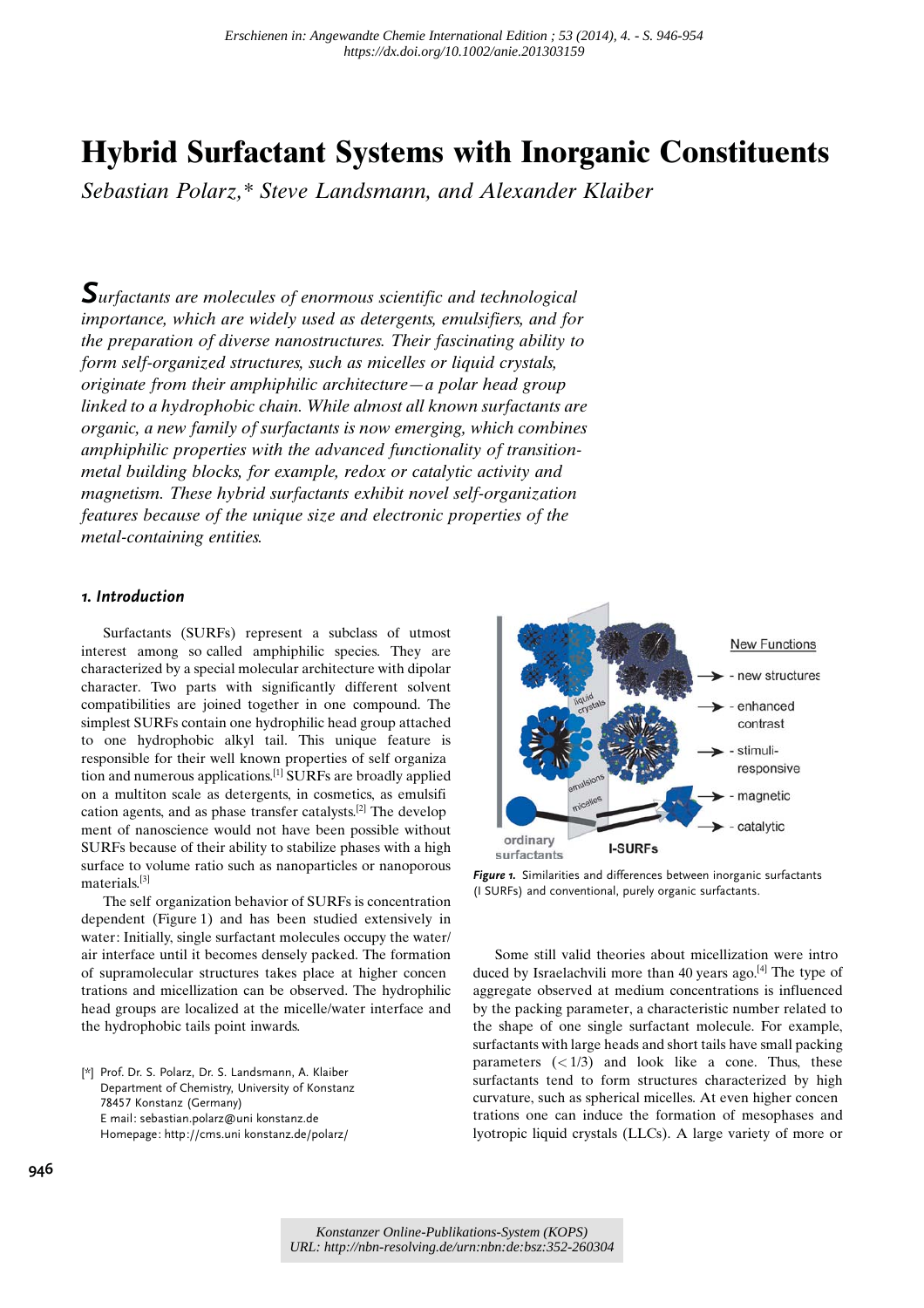*Erschienen in: Angewandte Chemie International Edition ; 53 (2014), 4. - S. 946-954*
*https://dx.doi.org/10.1002/anie.201303159*

# Hybrid Surfactant Systems with Inorganic Constituents

*Sebastian Polarz,\* Steve Landsmann, and Alexander Klaiber*

*Surfactants are molecules of enormous scientific and technological importance, which are widely used as detergents, emulsifiers, and for the preparation of diverse nanostructures. Their fascinating ability to form self-organized structures, such as micelles or liquid crystals, originate from their amphiphilic architecture—a polar head group linked to a hydrophobic chain. While almost all known surfactants are organic, a new family of surfactants is now emerging, which combines amphiphilic properties with the advanced functionality of transition-metal building blocks, for example, redox or catalytic activity and magnetism. These hybrid surfactants exhibit novel self-organization features because of the unique size and electronic properties of the metal-containing entities.*

## 1. Introduction

Surfactants (SURFs) represent a subclass of utmost interest among so called amphiphilic species. They are characterized by a special molecular architecture with dipolar character. Two parts with significantly different solvent compatibilities are joined together in one compound. The simplest SURFs contain one hydrophilic head group attached to one hydrophobic alkyl tail. This unique feature is responsible for their well known properties of self organization and numerous applications.[1] SURFs are broadly applied on a multiton scale as detergents, in cosmetics, as emulsification agents, and as phase transfer catalysts.[2] The development of nanoscience would not have been possible without SURFs because of their ability to stabilize phases with a high surface to volume ratio such as nanoparticles or nanoporous materials.[3]

The self organization behavior of SURFs is concentration dependent (Figure 1) and has been studied extensively in water: Initially, single surfactant molecules occupy the water/air interface until it becomes densely packed. The formation of supramolecular structures takes place at higher concentrations and micellization can be observed. The hydrophilic head groups are localized at the micelle/water interface and the hydrophobic tails point inwards.

**Figure 1.** Similarities and differences between inorganic surfactants (I SURFs) and conventional, purely organic surfactants.

Some still valid theories about micellization were introduced by Israelachvili more than 40 years ago.[4] The type of aggregate observed at medium concentrations is influenced by the packing parameter, a characteristic number related to the shape of one single surfactant molecule. For example, surfactants with large heads and short tails have small packing parameters ($<1/3$) and look like a cone. Thus, these surfactants tend to form structures characterized by high curvature, such as spherical micelles. At even higher concentrations one can induce the formation of mesophases and lyotropic liquid crystals (LLCs). A large variety of more or

[\*] Prof. Dr. S. Polarz, Dr. S. Landsmann, A. Klaiber
Department of Chemistry, University of Konstanz
78457 Konstanz (Germany)
E mail: sebastian.polarz@uni konstanz.de
Homepage: http://cms.uni konstanz.de/polarz/

*Konstanzer Online-Publikations-System (KOPS)*
*URL: http://nbn-resolving.de/urn:nbn:de:bsz:352-260304*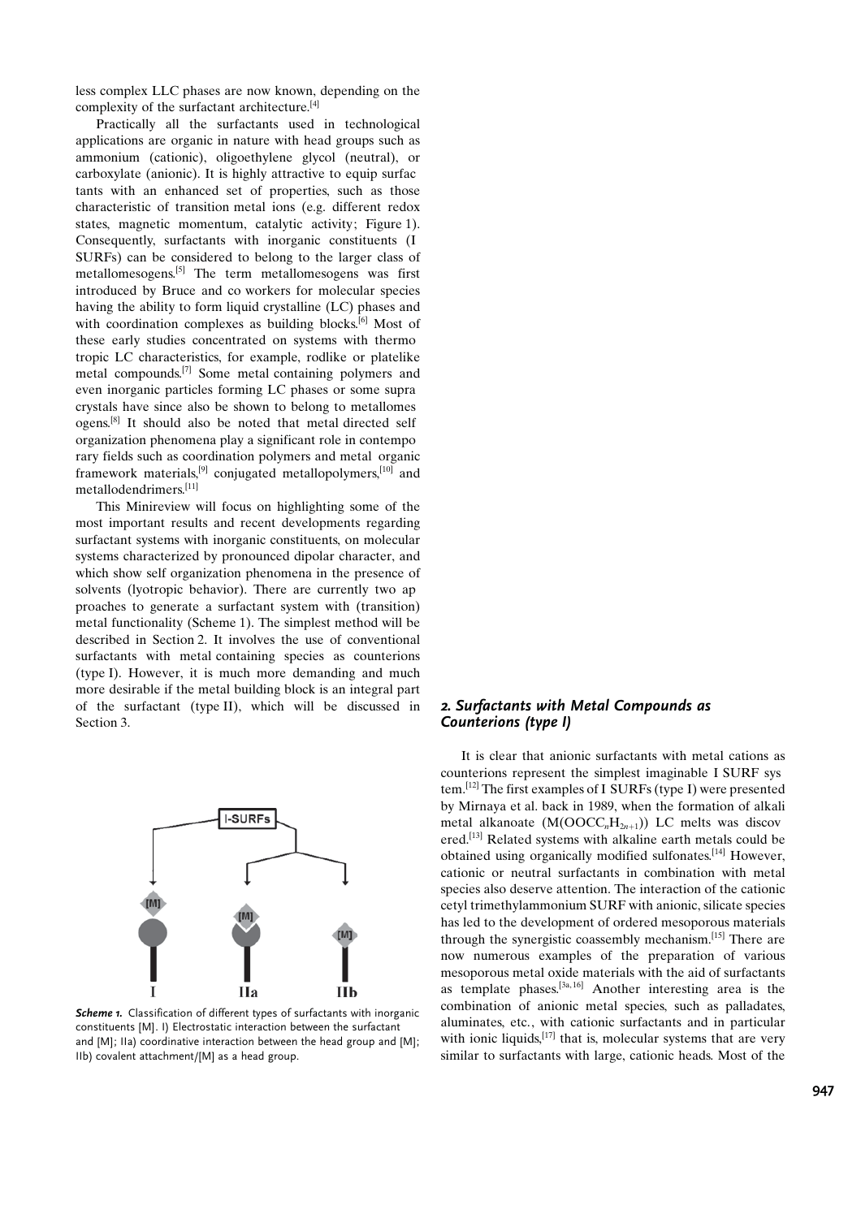less complex LLC phases are now known, depending on the complexity of the surfactant architecture.[4]

Practically all the surfactants used in technological applications are organic in nature with head groups such as ammonium (cationic), oligoethylene glycol (neutral), or carboxylate (anionic). It is highly attractive to equip surfac tants with an enhanced set of properties, such as those characteristic of transition metal ions (e.g. different redox states, magnetic momentum, catalytic activity; Figure 1). Consequently, surfactants with inorganic constituents (I SURFs) can be considered to belong to the larger class of metallomesogens.[5] The term metallomesogens was first introduced by Bruce and co workers for molecular species having the ability to form liquid crystalline (LC) phases and with coordination complexes as building blocks.[6] Most of these early studies concentrated on systems with thermo tropic LC characteristics, for example, rodlike or platelike metal compounds.[7] Some metal containing polymers and even inorganic particles forming LC phases or some supra crystals have since also be shown to belong to metallomes ogens.[8] It should also be noted that metal directed self organization phenomena play a significant role in contempo rary fields such as coordination polymers and metal organic framework materials,[9] conjugated metallopolymers,[10] and metallodendrimers.[11]

This Minireview will focus on highlighting some of the most important results and recent developments regarding surfactant systems with inorganic constituents, on molecular systems characterized by pronounced dipolar character, and which show self organization phenomena in the presence of solvents (lyotropic behavior). There are currently two ap proaches to generate a surfactant system with (transition) metal functionality (Scheme 1). The simplest method will be described in Section 2. It involves the use of conventional surfactants with metal containing species as counterions (type I). However, it is much more demanding and much more desirable if the metal building block is an integral part of the surfactant (type II), which will be discussed in Section 3.

***Scheme 1.*** Classification of different types of surfactants with inorganic constituents [M]. I) Electrostatic interaction between the surfactant and [M]; IIa) coordinative interaction between the head group and [M]; IIb) covalent attachment/[M] as a head group.

## *2. Surfactants with Metal Compounds as Counterions (type I)*

It is clear that anionic surfactants with metal cations as counterions represent the simplest imaginable I SURF sys tem.[12] The first examples of I SURFs (type I) were presented by Mirnaya et al. back in 1989, when the formation of alkali metal alkanoate ($M(OOCC_nH_{2n+1})$) LC melts was discov ered.[13] Related systems with alkaline earth metals could be obtained using organically modified sulfonates.[14] However, cationic or neutral surfactants in combination with metal species also deserve attention. The interaction of the cationic cetyl trimethylammonium SURF with anionic, silicate species has led to the development of ordered mesoporous materials through the synergistic coassembly mechanism.[15] There are now numerous examples of the preparation of various mesoporous metal oxide materials with the aid of surfactants as template phases.[3a,16] Another interesting area is the combination of anionic metal species, such as palladates, aluminates, etc., with cationic surfactants and in particular with ionic liquids,[17] that is, molecular systems that are very similar to surfactants with large, cationic heads. Most of the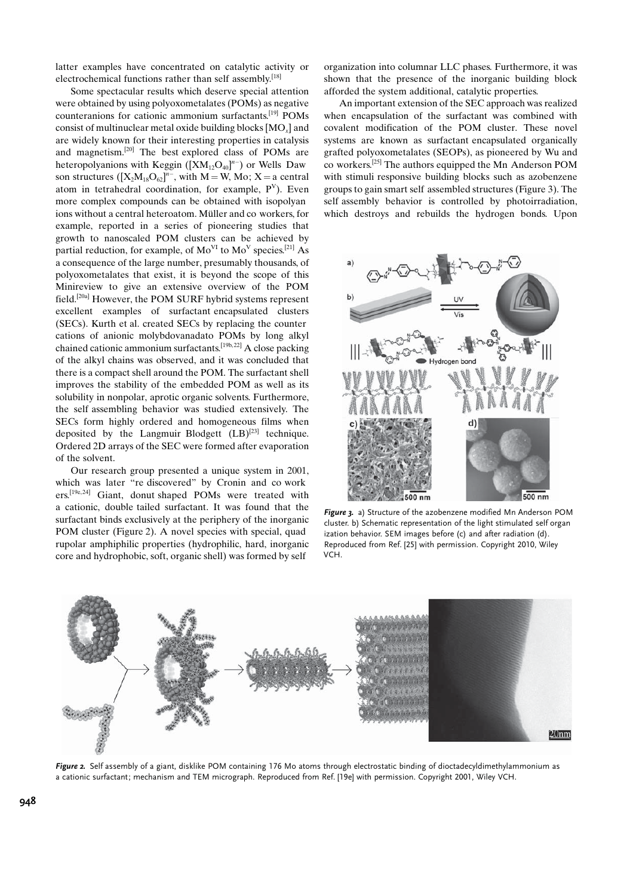latter examples have concentrated on catalytic activity or electrochemical functions rather than self assembly.[18]

Some spectacular results which deserve special attention were obtained by using polyoxometalates (POMs) as negative counteranions for cationic ammonium surfactants.[19] POMs consist of multinuclear metal oxide building blocks $[MO_x]$ and are widely known for their interesting properties in catalysis and magnetism.[20] The best explored class of POMs are heteropolyanions with Keggin ($[XM_{12}O_{40}]^{n-}$) or Wells Dawson structures ($[X_2M_{18}O_{62}]^{n-}$, with M = W, Mo; X = a central atom in tetrahedral coordination, for example, $P^V$). Even more complex compounds can be obtained with isopolyanions without a central heteroatom. Müller and co workers, for example, reported in a series of pioneering studies that growth to nanoscaled POM clusters can be achieved by partial reduction, for example, of $Mo^{VI}$ to $Mo^V$ species.[21] As a consequence of the large number, presumably thousands, of polyoxometalates that exist, it is beyond the scope of this Minireview to give an extensive overview of the POM field.[20a] However, the POM SURF hybrid systems represent excellent examples of surfactant encapsulated clusters (SECs). Kurth et al. created SECs by replacing the counter cations of anionic molybdovanadato POMs by long alkyl chained cationic ammonium surfactants.[19b,22] A close packing of the alkyl chains was observed, and it was concluded that there is a compact shell around the POM. The surfactant shell improves the stability of the embedded POM as well as its solubility in nonpolar, aprotic organic solvents. Furthermore, the self assembling behavior was studied extensively. The SECs form highly ordered and homogeneous films when deposited by the Langmuir Blodgett (LB)[23] technique. Ordered 2D arrays of the SEC were formed after evaporation of the solvent.

Our research group presented a unique system in 2001, which was later "re discovered" by Cronin and co workers.[19e,24] Giant, donut shaped POMs were treated with a cationic, double tailed surfactant. It was found that the surfactant binds exclusively at the periphery of the inorganic POM cluster (Figure 2). A novel species with special, quadrupolar amphiphilic properties (hydrophilic, hard, inorganic core and hydrophobic, soft, organic shell) was formed by self organization into columnar LLC phases. Furthermore, it was shown that the presence of the inorganic building block afforded the system additional, catalytic properties.

An important extension of the SEC approach was realized when encapsulation of the surfactant was combined with covalent modification of the POM cluster. These novel systems are known as surfactant encapsulated organically grafted polyoxometalates (SEOPs), as pioneered by Wu and co workers.[25] The authors equipped the Mn Anderson POM with stimuli responsive building blocks such as azobenzene groups to gain smart self assembled structures (Figure 3). The self assembly behavior is controlled by photoirradiation, which destroys and rebuilds the hydrogen bonds. Upon

**Figure 3.** a) Structure of the azobenzene modified Mn Anderson POM cluster. b) Schematic representation of the light stimulated self organization behavior. SEM images before (c) and after radiation (d). Reproduced from Ref. [25] with permission. Copyright 2010, Wiley VCH.

**Figure 2.** Self assembly of a giant, disklike POM containing 176 Mo atoms through electrostatic binding of dioctadecyldimethylammonium as a cationic surfactant; mechanism and TEM micrograph. Reproduced from Ref. [19e] with permission. Copyright 2001, Wiley VCH.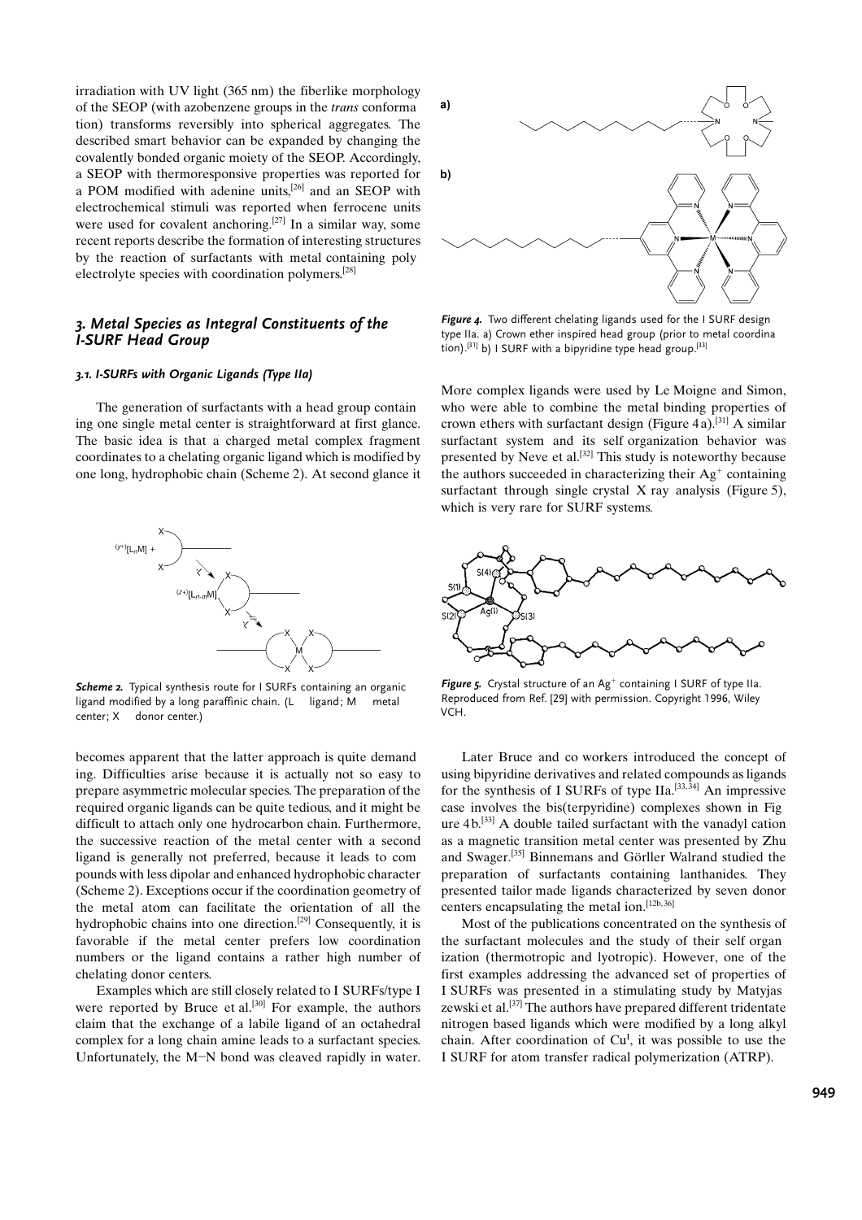irradiation with UV light (365 nm) the fiberlike morphology of the SEOP (with azobenzene groups in the *trans* conformation) transforms reversibly into spherical aggregates. The described smart behavior can be expanded by changing the covalently bonded organic moiety of the SEOP. Accordingly, a SEOP with thermoresponsive properties was reported for a POM modified with adenine units,[26] and an SEOP with electrochemical stimuli was reported when ferrocene units were used for covalent anchoring.[27] In a similar way, some recent reports describe the formation of interesting structures by the reaction of surfactants with metal-containing polyelectrolyte species with coordination polymers.[28]

## 3. Metal Species as Integral Constituents of the I-SURF Head Group

### 3.1. I-SURFs with Organic Ligands (Type IIa)

The generation of surfactants with a head group containing one single metal center is straightforward at first glance. The basic idea is that a charged metal complex fragment coordinates to a chelating organic ligand which is modified by one long, hydrophobic chain (Scheme 2). At second glance it becomes apparent that the latter approach is quite demanding. Difficulties arise because it is actually not so easy to prepare asymmetric molecular species. The preparation of the required organic ligands can be quite tedious, and it might be difficult to attach only one hydrocarbon chain. Furthermore, the successive reaction of the metal center with a second ligand is generally not preferred, because it leads to compounds with less dipolar and enhanced hydrophobic character (Scheme 2). Exceptions occur if the coordination geometry of the metal atom can facilitate the orientation of all the hydrophobic chains into one direction.[29] Consequently, it is favorable if the metal center prefers low coordination numbers or the ligand contains a rather high number of chelating donor centers.

**Scheme 2.** Typical synthesis route for I-SURFs containing an organic ligand modified by a long paraffinic chain. (L = ligand; M = metal center; X = donor center.)

Examples which are still closely related to I-SURFs/type I were reported by Bruce et al.[30] For example, the authors claim that the exchange of a labile ligand of an octahedral complex for a long-chain amine leads to a surfactant species. Unfortunately, the M–N bond was cleaved rapidly in water.

**Figure 4.** Two different chelating ligands used for the I-SURF design type IIa. a) Crown ether inspired head group (prior to metal coordination).[31] b) I-SURF with a bipyridine-type head group.[33]

More complex ligands were used by Le Moigne and Simon, who were able to combine the metal binding properties of crown ethers with surfactant design (Figure 4a).[31] A similar surfactant system and its self-organization behavior was presented by Neve et al.[32] This study is noteworthy because the authors succeeded in characterizing their $Ag^+$-containing surfactant through single-crystal X-ray analysis (Figure 5), which is very rare for SURF systems.

**Figure 5.** Crystal structure of an $Ag^+$-containing I-SURF of type IIa. Reproduced from Ref. [29] with permission. Copyright 1996, Wiley-VCH.

Later Bruce and co-workers introduced the concept of using bipyridine derivatives and related compounds as ligands for the synthesis of I-SURFs of type IIa.[33,34] An impressive case involves the bis(terpyridine) complexes shown in Figure 4b.[33] A double-tailed surfactant with the vanadyl cation as a magnetic transition metal center was presented by Zhu and Swager.[35] Binnemans and Görller-Walrand studied the preparation of surfactants containing lanthanides. They presented tailor-made ligands characterized by seven donor centers encapsulating the metal ion.[12b,36]

Most of the publications concentrated on the synthesis of the surfactant molecules and the study of their self-organization (thermotropic and lyotropic). However, one of the first examples addressing the advanced set of properties of I-SURFs was presented in a stimulating study by Matyjaszewski et al.[37] The authors have prepared different tridentate nitrogen-based ligands which were modified by a long alkyl chain. After coordination of $Cu^I$, it was possible to use the I-SURF for atom transfer radical polymerization (ATRP).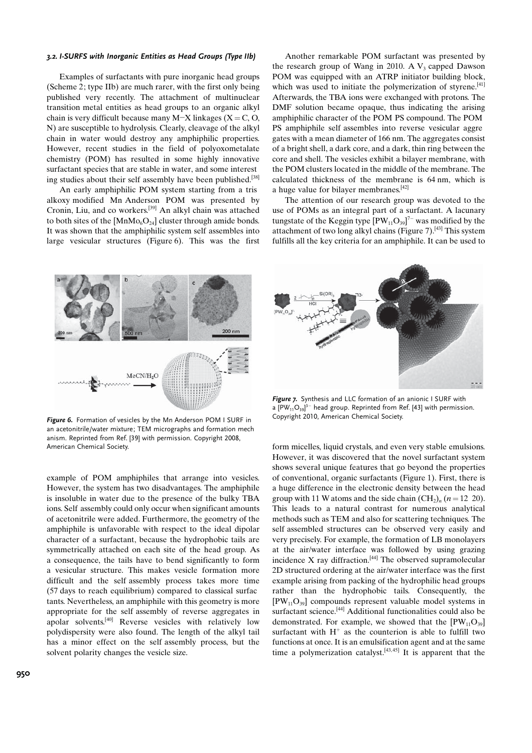### 3.2. I-SURFS with Inorganic Entities as Head Groups (Type IIb)

Examples of surfactants with pure inorganic head groups (Scheme 2; type IIb) are much rarer, with the first only being published very recently. The attachment of multinuclear transition metal entities as head groups to an organic alkyl chain is very difficult because many M−X linkages (X = C, O, N) are susceptible to hydrolysis. Clearly, cleavage of the alkyl chain in water would destroy any amphiphilic properties. However, recent studies in the field of polyoxometalate chemistry (POM) has resulted in some highly innovative surfactant species that are stable in water, and some interesting studies about their self assembly have been published.[38]

An early amphiphilic POM system starting from a tris alkoxy modified Mn Anderson POM was presented by Cronin, Liu, and co workers.[39] An alkyl chain was attached to both sites of the $[MnMo_6O_{24}]$ cluster through amide bonds. It was shown that the amphiphilic system self assembles into large vesicular structures (Figure 6). This was the first example of POM amphiphiles that arrange into vesicles. However, the system has two disadvantages. The amphiphile is insoluble in water due to the presence of the bulky TBA ions. Self assembly could only occur when significant amounts of acetonitrile were added. Furthermore, the geometry of the amphiphile is unfavorable with respect to the ideal dipolar character of a surfactant, because the hydrophobic tails are symmetrically attached on each site of the head group. As a consequence, the tails have to bend significantly to form a vesicular structure. This makes vesicle formation more difficult and the self assembly process takes more time (57 days to reach equilibrium) compared to classical surfactants. Nevertheless, an amphiphile with this geometry is more appropriate for the self assembly of reverse aggregates in apolar solvents.[40] Reverse vesicles with relatively low polydispersity were also found. The length of the alkyl tail has a minor effect on the self assembly process, but the solvent polarity changes the vesicle size.

***Figure 6.*** Formation of vesicles by the Mn Anderson POM I SURF in an acetonitrile/water mixture; TEM micrographs and formation mechanism. Reprinted from Ref. [39] with permission. Copyright 2008, American Chemical Society.

Another remarkable POM surfactant was presented by the research group of Wang in 2010. A $V_3$ capped Dawson POM was equipped with an ATRP initiator building block, which was used to initiate the polymerization of styrene.[41] Afterwards, the TBA ions were exchanged with protons. The DMF solution became opaque, thus indicating the arising amphiphilic character of the POM PS compound. The POM PS amphiphile self assembles into reverse vesicular aggregates with a mean diameter of 166 nm. The aggregates consist of a bright shell, a dark core, and a dark, thin ring between the core and shell. The vesicles exhibit a bilayer membrane, with the POM clusters located in the middle of the membrane. The calculated thickness of the membrane is 64 nm, which is a huge value for bilayer membranes.[42]

The attention of our research group was devoted to the use of POMs as an integral part of a surfactant. A lacunary tungstate of the Keggin type $[PW_{11}O_{39}]^{7-}$ was modified by the attachment of two long alkyl chains (Figure 7).[43] This system fulfills all the key criteria for an amphiphile. It can be used to form micelles, liquid crystals, and even very stable emulsions. However, it was discovered that the novel surfactant system shows several unique features that go beyond the properties of conventional, organic surfactants (Figure 1). First, there is a huge difference in the electronic density between the head group with 11 W atoms and the side chain $(CH_2)_n$ ($n = 12$ 20). This leads to a natural contrast for numerous analytical methods such as TEM and also for scattering techniques. The self assembled structures can be observed very easily and very precisely. For example, the formation of LB monolayers at the air/water interface was followed by using grazing incidence X ray diffraction.[44] The observed supramolecular 2D structured ordering at the air/water interface was the first example arising from packing of the hydrophilic head groups rather than the hydrophobic tails. Consequently, the $[PW_{11}O_{39}]$ compounds represent valuable model systems in surfactant science.[44] Additional functionalities could also be demonstrated. For example, we showed that the $[PW_{11}O_{39}]$ surfactant with $H^+$ as the counterion is able to fulfill two functions at once. It is an emulsification agent and at the same time a polymerization catalyst.[43,45] It is apparent that the

***Figure 7.*** Synthesis and LLC formation of an anionic I SURF with a $[PW_{11}O_{39}]^{3-}$ head group. Reprinted from Ref. [43] with permission. Copyright 2010, American Chemical Society.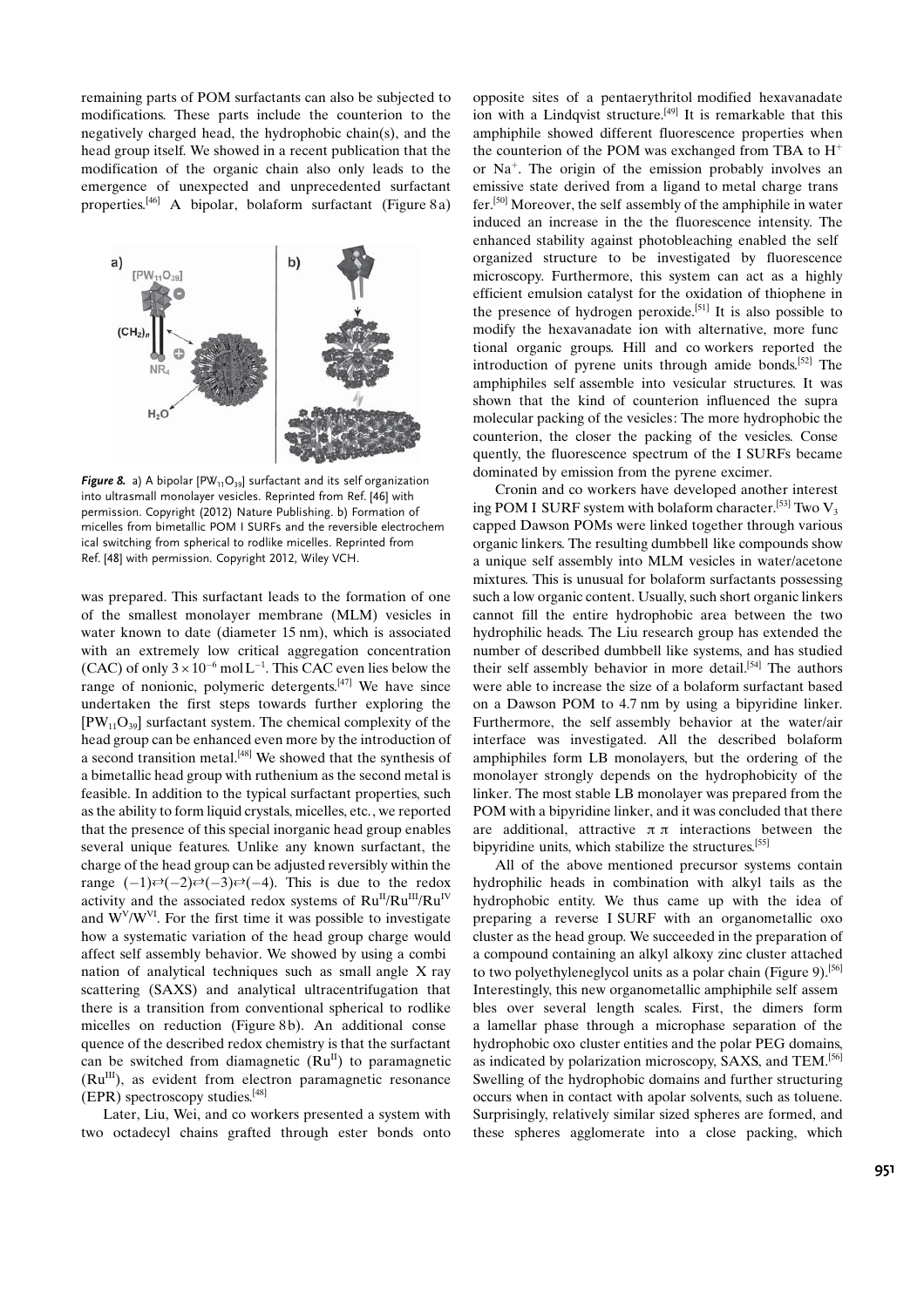remaining parts of POM surfactants can also be subjected to modifications. These parts include the counterion to the negatively charged head, the hydrophobic chain(s), and the head group itself. We showed in a recent publication that the modification of the organic chain also only leads to the emergence of unexpected and unprecedented surfactant properties.[46] A bipolar, bolaform surfactant (Figure 8a) was prepared. This surfactant leads to the formation of one of the smallest monolayer membrane (MLM) vesicles in water known to date (diameter 15 nm), which is associated with an extremely low critical aggregation concentration (CAC) of only $3\times10^{-6}$ mol L$^{-1}$. This CAC even lies below the range of nonionic, polymeric detergents.[47] We have since undertaken the first steps towards further exploring the $[PW_{11}O_{39}]$ surfactant system. The chemical complexity of the head group can be enhanced even more by the introduction of a second transition metal.[48] We showed that the synthesis of a bimetallic head group with ruthenium as the second metal is feasible. In addition to the typical surfactant properties, such as the ability to form liquid crystals, micelles, etc., we reported that the presence of this special inorganic head group enables several unique features. Unlike any known surfactant, the charge of the head group can be adjusted reversibly within the range $(-1)\rightleftarrows(-2)\rightleftarrows(-3)\rightleftarrows(-4)$. This is due to the redox activity and the associated redox systems of $Ru^{II}/Ru^{III}/Ru^{IV}$ and $W^{V}/W^{VI}$. For the first time it was possible to investigate how a systematic variation of the head group charge would affect self assembly behavior. We showed by using a combination of analytical techniques such as small angle X ray scattering (SAXS) and analytical ultracentrifugation that there is a transition from conventional spherical to rodlike micelles on reduction (Figure 8b). An additional consequence of the described redox chemistry is that the surfactant can be switched from diamagnetic ($Ru^{II}$) to paramagnetic ($Ru^{III}$), as evident from electron paramagnetic resonance (EPR) spectroscopy studies.[48]

*Figure 8.* a) A bipolar $[PW_{11}O_{39}]$ surfactant and its self organization into ultrasmall monolayer vesicles. Reprinted from Ref. [46] with permission. Copyright (2012) Nature Publishing. b) Formation of micelles from bimetallic POM I SURFs and the reversible electrochemical switching from spherical to rodlike micelles. Reprinted from Ref. [48] with permission. Copyright 2012, Wiley VCH.

Later, Liu, Wei, and co workers presented a system with two octadecyl chains grafted through ester bonds onto opposite sites of a pentaerythritol modified hexavanadate ion with a Lindqvist structure.[49] It is remarkable that this amphiphile showed different fluorescence properties when the counterion of the POM was exchanged from TBA to $H^+$ or $Na^+$. The origin of the emission probably involves an emissive state derived from a ligand to metal charge transfer.[50] Moreover, the self assembly of the amphiphile in water induced an increase in the the fluorescence intensity. The enhanced stability against photobleaching enabled the self organized structure to be investigated by fluorescence microscopy. Furthermore, this system can act as a highly efficient emulsion catalyst for the oxidation of thiophene in the presence of hydrogen peroxide.[51] It is also possible to modify the hexavanadate ion with alternative, more functional organic groups. Hill and co workers reported the introduction of pyrene units through amide bonds.[52] The amphiphiles self assemble into vesicular structures. It was shown that the kind of counterion influenced the supramolecular packing of the vesicles: The more hydrophobic the counterion, the closer the packing of the vesicles. Consequently, the fluorescence spectrum of the I SURFs became dominated by emission from the pyrene excimer.

Cronin and co workers have developed another interesting POM I SURF system with bolaform character.[53] Two $V_3$ capped Dawson POMs were linked together through various organic linkers. The resulting dumbbell like compounds show a unique self assembly into MLM vesicles in water/acetone mixtures. This is unusual for bolaform surfactants possessing such a low organic content. Usually, such short organic linkers cannot fill the entire hydrophobic area between the two hydrophilic heads. The Liu research group has extended the number of described dumbbell like systems, and has studied their self assembly behavior in more detail.[54] The authors were able to increase the size of a bolaform surfactant based on a Dawson POM to 4.7 nm by using a bipyridine linker. Furthermore, the self assembly behavior at the water/air interface was investigated. All the described bolaform amphiphiles form LB monolayers, but the ordering of the monolayer strongly depends on the hydrophobicity of the linker. The most stable LB monolayer was prepared from the POM with a bipyridine linker, and it was concluded that there are additional, attractive π π interactions between the bipyridine units, which stabilize the structures.[55]

All of the above mentioned precursor systems contain hydrophilic heads in combination with alkyl tails as the hydrophobic entity. We thus came up with the idea of preparing a reverse I SURF with an organometallic oxo cluster as the head group. We succeeded in the preparation of a compound containing an alkyl alkoxy zinc cluster attached to two polyethyleneglycol units as a polar chain (Figure 9).[56] Interestingly, this new organometallic amphiphile self assembles over several length scales. First, the dimers form a lamellar phase through a microphase separation of the hydrophobic oxo cluster entities and the polar PEG domains, as indicated by polarization microscopy, SAXS, and TEM.[56] Swelling of the hydrophobic domains and further structuring occurs when in contact with apolar solvents, such as toluene. Surprisingly, relatively similar sized spheres are formed, and these spheres agglomerate into a close packing, which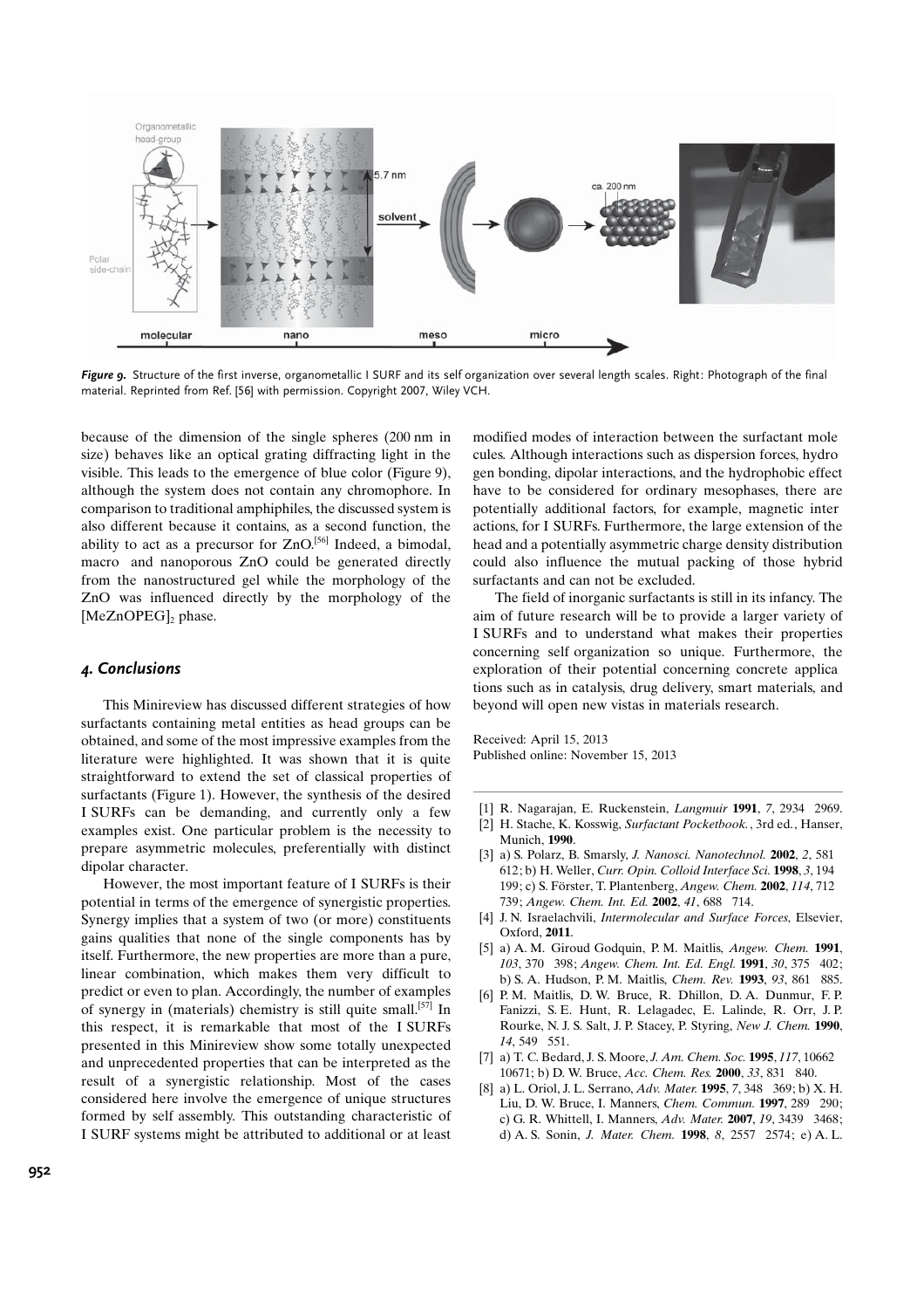*Figure 9.* Structure of the first inverse, organometallic I SURF and its self organization over several length scales. Right: Photograph of the final material. Reprinted from Ref. [56] with permission. Copyright 2007, Wiley VCH.

because of the dimension of the single spheres (200 nm in size) behaves like an optical grating diffracting light in the visible. This leads to the emergence of blue color (Figure 9), although the system does not contain any chromophore. In comparison to traditional amphiphiles, the discussed system is also different because it contains, as a second function, the ability to act as a precursor for ZnO.[56] Indeed, a bimodal, macro and nanoporous ZnO could be generated directly from the nanostructured gel while the morphology of the ZnO was influenced directly by the morphology of the $[MeZnOPEG]_2$ phase.

## 4. Conclusions

This Minireview has discussed different strategies of how surfactants containing metal entities as head groups can be obtained, and some of the most impressive examples from the literature were highlighted. It was shown that it is quite straightforward to extend the set of classical properties of surfactants (Figure 1). However, the synthesis of the desired I SURFs can be demanding, and currently only a few examples exist. One particular problem is the necessity to prepare asymmetric molecules, preferentially with distinct dipolar character.

However, the most important feature of I SURFs is their potential in terms of the emergence of synergistic properties. Synergy implies that a system of two (or more) constituents gains qualities that none of the single components has by itself. Furthermore, the new properties are more than a pure, linear combination, which makes them very difficult to predict or even to plan. Accordingly, the number of examples of synergy in (materials) chemistry is still quite small.[57] In this respect, it is remarkable that most of the I SURFs presented in this Minireview show some totally unexpected and unprecedented properties that can be interpreted as the result of a synergistic relationship. Most of the cases considered here involve the emergence of unique structures formed by self assembly. This outstanding characteristic of I SURF systems might be attributed to additional or at least modified modes of interaction between the surfactant molecules. Although interactions such as dispersion forces, hydrogen bonding, dipolar interactions, and the hydrophobic effect have to be considered for ordinary mesophases, there are potentially additional factors, for example, magnetic interactions, for I SURFs. Furthermore, the large extension of the head and a potentially asymmetric charge density distribution could also influence the mutual packing of those hybrid surfactants and can not be excluded.

The field of inorganic surfactants is still in its infancy. The aim of future research will be to provide a larger variety of I SURFs and to understand what makes their properties concerning self organization so unique. Furthermore, the exploration of their potential concerning concrete applications such as in catalysis, drug delivery, smart materials, and beyond will open new vistas in materials research.

Received: April 15, 2013
Published online: November 15, 2013

[1] R. Nagarajan, E. Ruckenstein, *Langmuir* **1991**, *7*, 2934 2969.
[2] H. Stache, K. Kosswig, *Surfactant Pocketbook.*, 3rd ed., Hanser, Munich, **1990**.
[3] a) S. Polarz, B. Smarsly, *J. Nanosci. Nanotechnol.* **2002**, *2*, 581 612; b) H. Weller, *Curr. Opin. Colloid Interface Sci.* **1998**, *3*, 194 199; c) S. Förster, T. Plantenberg, *Angew. Chem.* **2002**, *114*, 712 739; *Angew. Chem. Int. Ed.* **2002**, *41*, 688 714.
[4] J. N. Israelachvili, *Intermolecular and Surface Forces*, Elsevier, Oxford, **2011**.
[5] a) A. M. Giroud Godquin, P. M. Maitlis, *Angew. Chem.* **1991**, *103*, 370 398; *Angew. Chem. Int. Ed. Engl.* **1991**, *30*, 375 402; b) S. A. Hudson, P. M. Maitlis, *Chem. Rev.* **1993**, *93*, 861 885.
[6] P. M. Maitlis, D. W. Bruce, R. Dhillon, D. A. Dunmur, F. P. Fanizzi, S. E. Hunt, R. Lelagadec, E. Lalinde, R. Orr, J. P. Rourke, N. J. S. Salt, J. P. Stacey, P. Styring, *New J. Chem.* **1990**, *14*, 549 551.
[7] a) T. C. Bedard, J. S. Moore, *J. Am. Chem. Soc.* **1995**, *117*, 10662 10671; b) D. W. Bruce, *Acc. Chem. Res.* **2000**, *33*, 831 840.
[8] a) L. Oriol, J. L. Serrano, *Adv. Mater.* **1995**, *7*, 348 369; b) X. H. Liu, D. W. Bruce, I. Manners, *Chem. Commun.* **1997**, 289 290; c) G. R. Whittell, I. Manners, *Adv. Mater.* **2007**, *19*, 3439 3468; d) A. S. Sonin, *J. Mater. Chem.* **1998**, *8*, 2557 2574; e) A. L.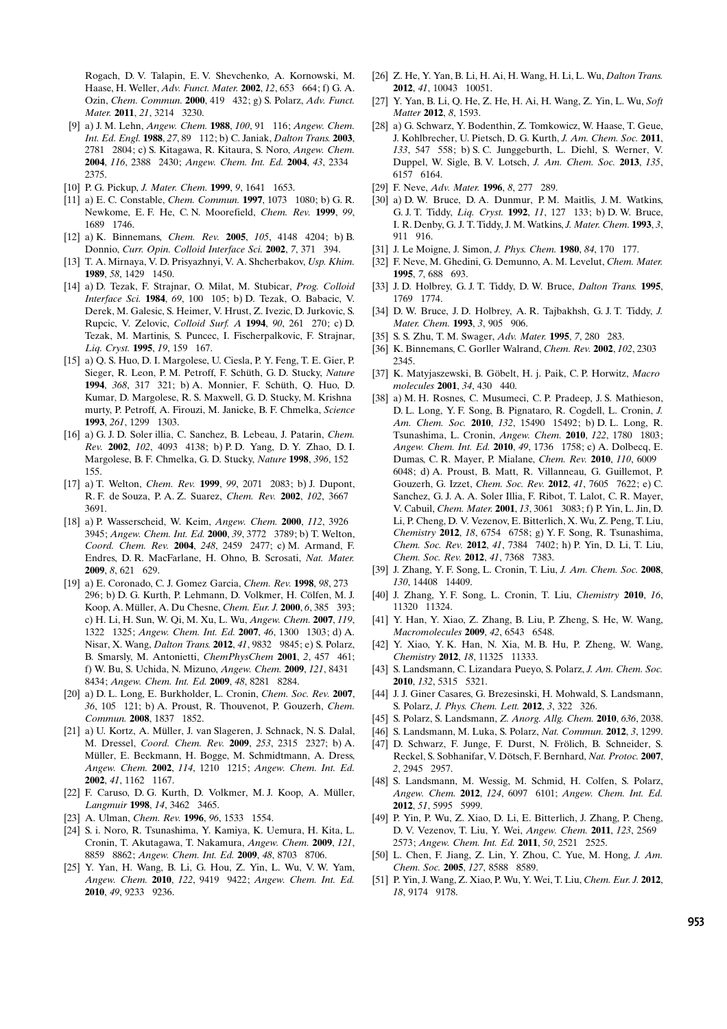Rogach, D. V. Talapin, E. V. Shevchenko, A. Kornowski, M. Haase, H. Weller, *Adv. Funct. Mater.* **2002**, *12*, 653 664; f) G. A. Ozin, *Chem. Commun.* **2000**, 419 432; g) S. Polarz, *Adv. Funct. Mater.* **2011**, *21*, 3214 3230.

[9] a) J. M. Lehn, *Angew. Chem.* **1988**, *100*, 91 116; *Angew. Chem. Int. Ed. Engl.* **1988**, *27*, 89 112; b) C. Janiak, *Dalton Trans.* **2003**, 2781 2804; c) S. Kitagawa, R. Kitaura, S. Noro, *Angew. Chem.* **2004**, *116*, 2388 2430; *Angew. Chem. Int. Ed.* **2004**, *43*, 2334 2375.

[10] P. G. Pickup, *J. Mater. Chem.* **1999**, *9*, 1641 1653.

[11] a) E. C. Constable, *Chem. Commun.* **1997**, 1073 1080; b) G. R. Newkome, E. F. He, C. N. Moorefield, *Chem. Rev.* **1999**, *99*, 1689 1746.

[12] a) K. Binnemans, *Chem. Rev.* **2005**, *105*, 4148 4204; b) B. Donnio, *Curr. Opin. Colloid Interface Sci.* **2002**, *7*, 371 394.

[13] T. A. Mirnaya, V. D. Prisyazhnyi, V. A. Shcherbakov, *Usp. Khim.* **1989**, *58*, 1429 1450.

[14] a) D. Tezak, F. Strajnar, O. Milat, M. Stubicar, *Prog. Colloid Interface Sci.* **1984**, *69*, 100 105; b) D. Tezak, O. Babacic, V. Derek, M. Galesic, S. Heimer, V. Hrust, Z. Ivezic, D. Jurkovic, S. Rupcic, V. Zelovic, *Colloid Surf. A* **1994**, *90*, 261 270; c) D. Tezak, M. Martinis, S. Puncec, I. Fischerpalkovic, F. Strajnar, *Liq. Cryst.* **1995**, *19*, 159 167.

[15] a) Q. S. Huo, D. I. Margolese, U. Ciesla, P. Y. Feng, T. E. Gier, P. Sieger, R. Leon, P. M. Petroff, F. Schüth, G. D. Stucky, *Nature* **1994**, *368*, 317 321; b) A. Monnier, F. Schüth, Q. Huo, D. Kumar, D. Margolese, R. S. Maxwell, G. D. Stucky, M. Krishna murty, P. Petroff, A. Firouzi, M. Janicke, B. F. Chmelka, *Science* **1993**, *261*, 1299 1303.

[16] a) G. J. D. Soler illia, C. Sanchez, B. Lebeau, J. Patarin, *Chem. Rev.* **2002**, *102*, 4093 4138; b) P. D. Yang, D. Y. Zhao, D. I. Margolese, B. F. Chmelka, G. D. Stucky, *Nature* **1998**, *396*, 152 155.

[17] a) T. Welton, *Chem. Rev.* **1999**, *99*, 2071 2083; b) J. Dupont, R. F. de Souza, P. A. Z. Suarez, *Chem. Rev.* **2002**, *102*, 3667 3691.

[18] a) P. Wasserscheid, W. Keim, *Angew. Chem.* **2000**, *112*, 3926 3945; *Angew. Chem. Int. Ed.* **2000**, *39*, 3772 3789; b) T. Welton, *Coord. Chem. Rev.* **2004**, *248*, 2459 2477; c) M. Armand, F. Endres, D. R. MacFarlane, H. Ohno, B. Scrosati, *Nat. Mater.* **2009**, *8*, 621 629.

[19] a) E. Coronado, C. J. Gomez Garcia, *Chem. Rev.* **1998**, *98*, 273 296; b) D. G. Kurth, P. Lehmann, D. Volkmer, H. Cölfen, M. J. Koop, A. Müller, A. Du Chesne, *Chem. Eur. J.* **2000**, *6*, 385 393; c) H. Li, H. Sun, W. Qi, M. Xu, L. Wu, *Angew. Chem.* **2007**, *119*, 1322 1325; *Angew. Chem. Int. Ed.* **2007**, *46*, 1300 1303; d) A. Nisar, X. Wang, *Dalton Trans.* **2012**, *41*, 9832 9845; e) S. Polarz, B. Smarsly, M. Antonietti, *ChemPhysChem* **2001**, *2*, 457 461; f) W. Bu, S. Uchida, N. Mizuno, *Angew. Chem.* **2009**, *121*, 8431 8434; *Angew. Chem. Int. Ed.* **2009**, *48*, 8281 8284.

[20] a) D. L. Long, E. Burkholder, L. Cronin, *Chem. Soc. Rev.* **2007**, *36*, 105 121; b) A. Proust, R. Thouvenot, P. Gouzerh, *Chem. Commun.* **2008**, 1837 1852.

[21] a) U. Kortz, A. Müller, J. van Slageren, J. Schnack, N. S. Dalal, M. Dressel, *Coord. Chem. Rev.* **2009**, *253*, 2315 2327; b) A. Müller, E. Beckmann, H. Bogge, M. Schmidtmann, A. Dress, *Angew. Chem.* **2002**, *114*, 1210 1215; *Angew. Chem. Int. Ed.* **2002**, *41*, 1162 1167.

[22] F. Caruso, D. G. Kurth, D. Volkmer, M. J. Koop, A. Müller, *Langmuir* **1998**, *14*, 3462 3465.

[23] A. Ulman, *Chem. Rev.* **1996**, *96*, 1533 1554.

[24] S. i. Noro, R. Tsunashima, Y. Kamiya, K. Uemura, H. Kita, L. Cronin, T. Akutagawa, T. Nakamura, *Angew. Chem.* **2009**, *121*, 8859 8862; *Angew. Chem. Int. Ed.* **2009**, *48*, 8703 8706.

[25] Y. Yan, H. Wang, B. Li, G. Hou, Z. Yin, L. Wu, V. W. Yam, *Angew. Chem.* **2010**, *122*, 9419 9422; *Angew. Chem. Int. Ed.* **2010**, *49*, 9233 9236.

[26] Z. He, Y. Yan, B. Li, H. Ai, H. Wang, H. Li, L. Wu, *Dalton Trans.* **2012**, *41*, 10043 10051.

[27] Y. Yan, B. Li, Q. He, Z. He, H. Ai, H. Wang, Z. Yin, L. Wu, *Soft Matter* **2012**, *8*, 1593.

[28] a) G. Schwarz, Y. Bodenthin, Z. Tomkowicz, W. Haase, T. Geue, J. Kohlbrecher, U. Pietsch, D. G. Kurth, *J. Am. Chem. Soc.* **2011**, *133*, 547 558; b) S. C. Junggeburth, L. Diehl, S. Werner, V. Duppel, W. Sigle, B. V. Lotsch, *J. Am. Chem. Soc.* **2013**, *135*, 6157 6164.

[29] F. Neve, *Adv. Mater.* **1996**, *8*, 277 289.

[30] a) D. W. Bruce, D. A. Dunmur, P. M. Maitlis, J. M. Watkins, G. J. T. Tiddy, *Liq. Cryst.* **1992**, *11*, 127 133; b) D. W. Bruce, I. R. Denby, G. J. T. Tiddy, J. M. Watkins, *J. Mater. Chem.* **1993**, *3*, 911 916.

[31] J. Le Moigne, J. Simon, *J. Phys. Chem.* **1980**, *84*, 170 177.

[32] F. Neve, M. Ghedini, G. Demunno, A. M. Levelut, *Chem. Mater.* **1995**, *7*, 688 693.

[33] J. D. Holbrey, G. J. T. Tiddy, D. W. Bruce, *Dalton Trans.* **1995**, 1769 1774.

[34] D. W. Bruce, J. D. Holbrey, A. R. Tajbakhsh, G. J. T. Tiddy, *J. Mater. Chem.* **1993**, *3*, 905 906.

[35] S. S. Zhu, T. M. Swager, *Adv. Mater.* **1995**, *7*, 280 283.

[36] K. Binnemans, C. Gorller Walrand, *Chem. Rev.* **2002**, *102*, 2303 2345.

[37] K. Matyjaszewski, B. Göbelt, H. j. Paik, C. P. Horwitz, *Macro molecules* **2001**, *34*, 430 440.

[38] a) M. H. Rosnes, C. Musumeci, C. P. Pradeep, J. S. Mathieson, D. L. Long, Y. F. Song, B. Pignataro, R. Cogdell, L. Cronin, *J. Am. Chem. Soc.* **2010**, *132*, 15490 15492; b) D. L. Long, R. Tsunashima, L. Cronin, *Angew. Chem.* **2010**, *122*, 1780 1803; *Angew. Chem. Int. Ed.* **2010**, *49*, 1736 1758; c) A. Dolbecq, E. Dumas, C. R. Mayer, P. Mialane, *Chem. Rev.* **2010**, *110*, 6009 6048; d) A. Proust, B. Matt, R. Villanneau, G. Guillemot, P. Gouzerh, G. Izzet, *Chem. Soc. Rev.* **2012**, *41*, 7605 7622; e) C. Sanchez, G. J. A. A. Soler Illia, F. Ribot, T. Lalot, C. R. Mayer, V. Cabuil, *Chem. Mater.* **2001**, *13*, 3061 3083; f) P. Yin, L. Jin, D. Li, P. Cheng, D. V. Vezenov, E. Bitterlich, X. Wu, Z. Peng, T. Liu, *Chemistry* **2012**, *18*, 6754 6758; g) Y. F. Song, R. Tsunashima, *Chem. Soc. Rev.* **2012**, *41*, 7384 7402; h) P. Yin, D. Li, T. Liu, *Chem. Soc. Rev.* **2012**, *41*, 7368 7383.

[39] J. Zhang, Y. F. Song, L. Cronin, T. Liu, *J. Am. Chem. Soc.* **2008**, *130*, 14408 14409.

[40] J. Zhang, Y. F. Song, L. Cronin, T. Liu, *Chemistry* **2010**, *16*, 11320 11324.

[41] Y. Han, Y. Xiao, Z. Zhang, B. Liu, P. Zheng, S. He, W. Wang, *Macromolecules* **2009**, *42*, 6543 6548.

[42] Y. Xiao, Y. K. Han, N. Xia, M. B. Hu, P. Zheng, W. Wang, *Chemistry* **2012**, *18*, 11325 11333.

[43] S. Landsmann, C. Lizandara Pueyo, S. Polarz, *J. Am. Chem. Soc.* **2010**, *132*, 5315 5321.

[44] J. J. Giner Casares, G. Brezesinski, H. Mohwald, S. Landsmann, S. Polarz, *J. Phys. Chem. Lett.* **2012**, *3*, 322 326.

[45] S. Polarz, S. Landsmann, *Z. Anorg. Allg. Chem.* **2010**, *636*, 2038.

[46] S. Landsmann, M. Luka, S. Polarz, *Nat. Commun.* **2012**, *3*, 1299.

[47] D. Schwarz, F. Junge, F. Durst, N. Frölich, B. Schneider, S. Reckel, S. Sobhanifar, V. Dötsch, F. Bernhard, *Nat. Protoc.* **2007**, *2*, 2945 2957.

[48] S. Landsmann, M. Wessig, M. Schmid, H. Colfen, S. Polarz, *Angew. Chem.* **2012**, *124*, 6097 6101; *Angew. Chem. Int. Ed.* **2012**, *51*, 5995 5999.

[49] P. Yin, P. Wu, Z. Xiao, D. Li, E. Bitterlich, J. Zhang, P. Cheng, D. V. Vezenov, T. Liu, Y. Wei, *Angew. Chem.* **2011**, *123*, 2569 2573; *Angew. Chem. Int. Ed.* **2011**, *50*, 2521 2525.

[50] L. Chen, F. Jiang, Z. Lin, Y. Zhou, C. Yue, M. Hong, *J. Am. Chem. Soc.* **2005**, *127*, 8588 8589.

[51] P. Yin, J. Wang, Z. Xiao, P. Wu, Y. Wei, T. Liu, *Chem. Eur. J.* **2012**, *18*, 9174 9178.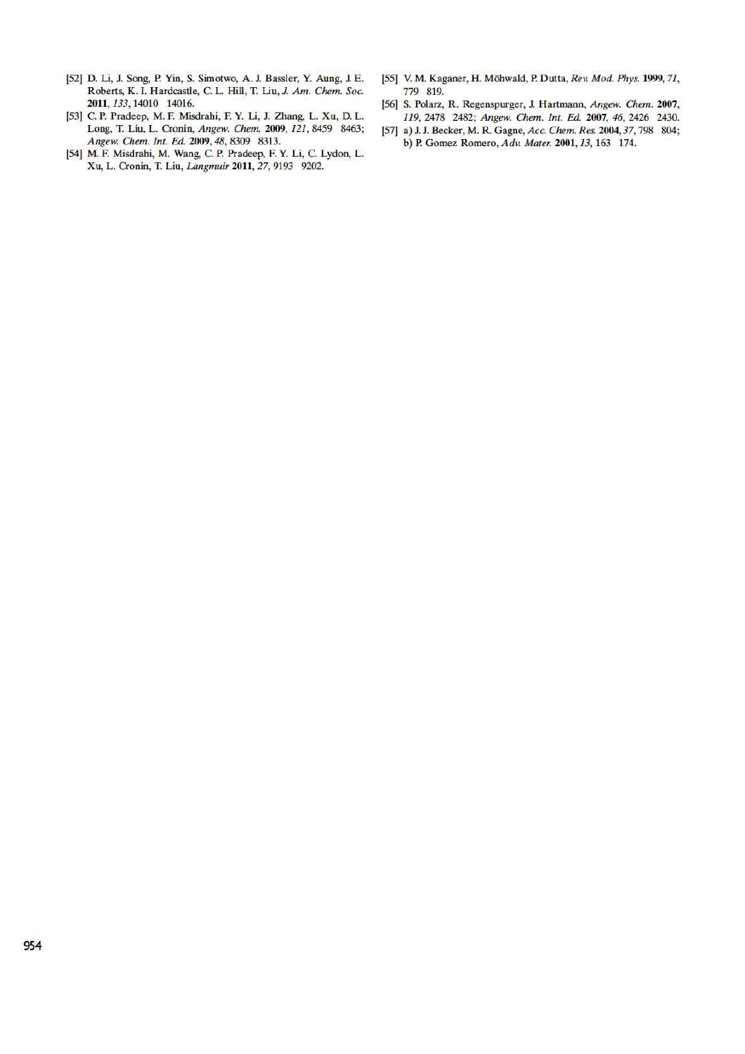[52] D. Li, J. Song, P. Yin, S. Simotwo, A. J. Bassler, Y. Aung, J. E. Roberts, K. I. Hardcastle, C. L. Hill, T. Liu, *J. Am. Chem. Soc.* **2011**, *133*, 14010 14016.

[53] C. P. Pradeep, M. F. Misdrahi, F. Y. Li, J. Zhang, L. Xu, D. L. Long, T. Liu, L. Cronin, *Angew. Chem.* **2009**, *121*, 8459 8463; *Angew. Chem. Int. Ed.* **2009**, *48*, 8309 8313.

[54] M. F. Misdrahi, M. Wang, C. P. Pradeep, F. Y. Li, C. Lydon, L. Xu, L. Cronin, T. Liu, *Langmuir* **2011**, *27*, 9193 9202.

[55] V. M. Kaganer, H. Möhwald, P. Dutta, *Rev. Mod. Phys.* **1999**, *71*, 779 819.

[56] S. Polarz, R. Regenspurger, J. Hartmann, *Angew. Chem.* **2007**, *119*, 2478 2482; *Angew. Chem. Int. Ed.* **2007**, *46*, 2426 2430.

[57] a) J. J. Becker, M. R. Gagne, *Acc. Chem. Res.* **2004**, *37*, 798 804; b) P. Gomez Romero, *Adv. Mater.* **2001**, *13*, 163 174.